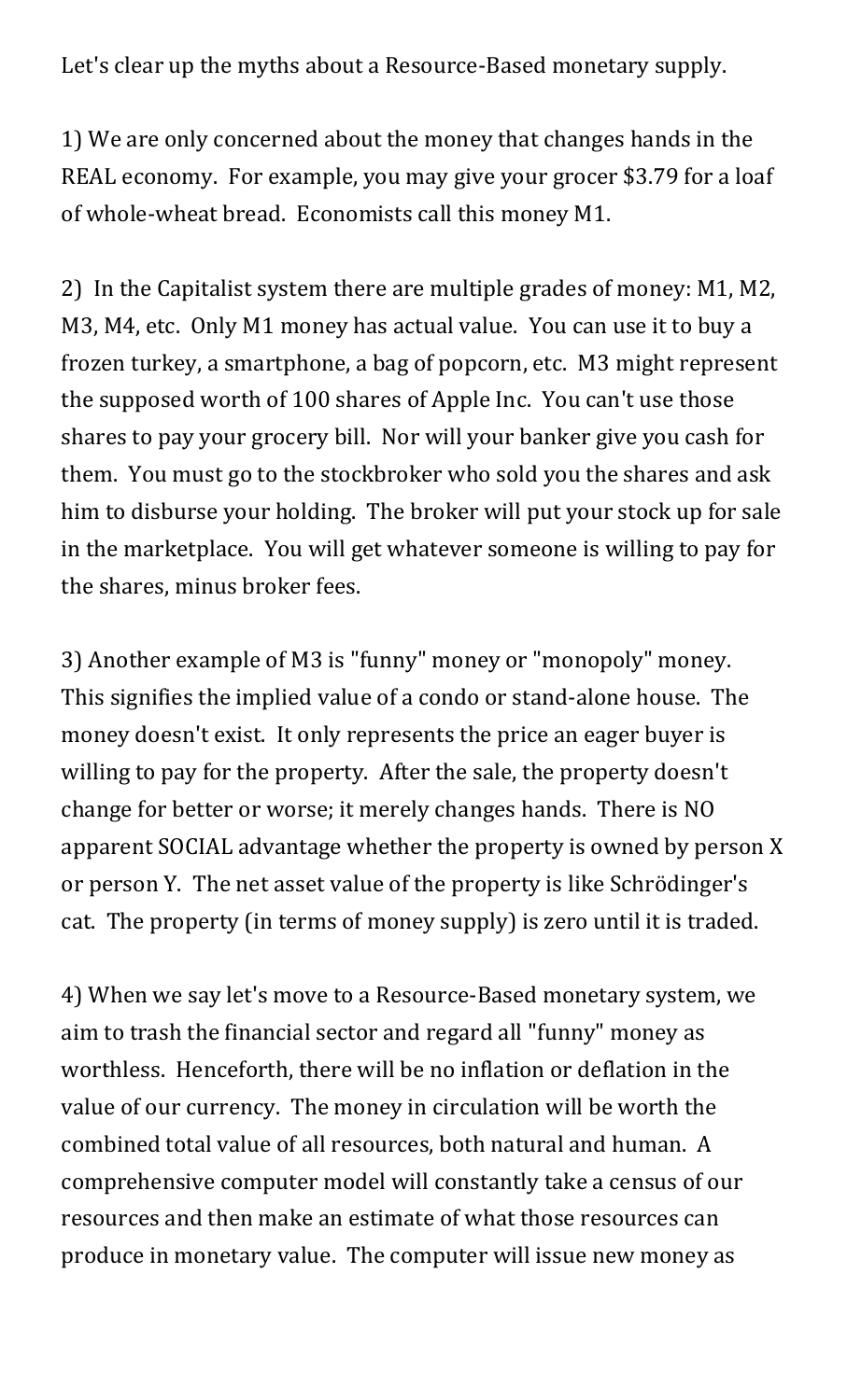Let's clear up the myths about a Resource-Based monetary supply.

1) We are only concerned about the money that changes hands in the REAL economy. For example, you may give your grocer $3.79 for a loaf of whole-wheat bread. Economists call this money M1.

2) In the Capitalist system there are multiple grades of money: M1, M2, M3, M4, etc. Only M1 money has actual value. You can use it to buy a frozen turkey, a smartphone, a bag of popcorn, etc. M3 might represent the supposed worth of 100 shares of Apple Inc. You can't use those shares to pay your grocery bill. Nor will your banker give you cash for them. You must go to the stockbroker who sold you the shares and ask him to disburse your holding. The broker will put your stock up for sale in the marketplace. You will get whatever someone is willing to pay for the shares, minus broker fees.

3) Another example of M3 is "funny" money or "monopoly" money. This signifies the implied value of a condo or stand-alone house. The money doesn't exist. It only represents the price an eager buyer is willing to pay for the property. After the sale, the property doesn't change for better or worse; it merely changes hands. There is NO apparent SOCIAL advantage whether the property is owned by person X or person Y. The net asset value of the property is like Schrödinger's cat. The property (in terms of money supply) is zero until it is traded.

4) When we say let's move to a Resource-Based monetary system, we aim to trash the financial sector and regard all "funny" money as worthless. Henceforth, there will be no inflation or deflation in the value of our currency. The money in circulation will be worth the combined total value of all resources, both natural and human. A comprehensive computer model will constantly take a census of our resources and then make an estimate of what those resources can produce in monetary value. The computer will issue new money as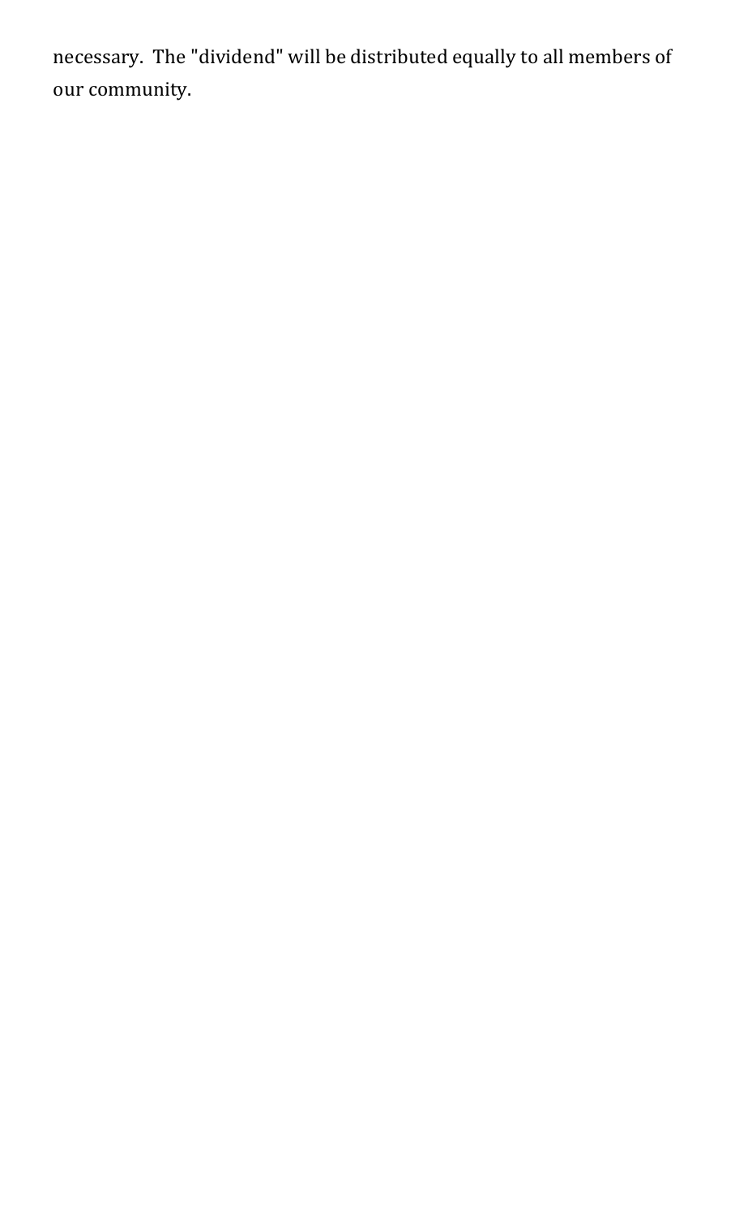necessary. The "dividend" will be distributed equally to all members of our community.